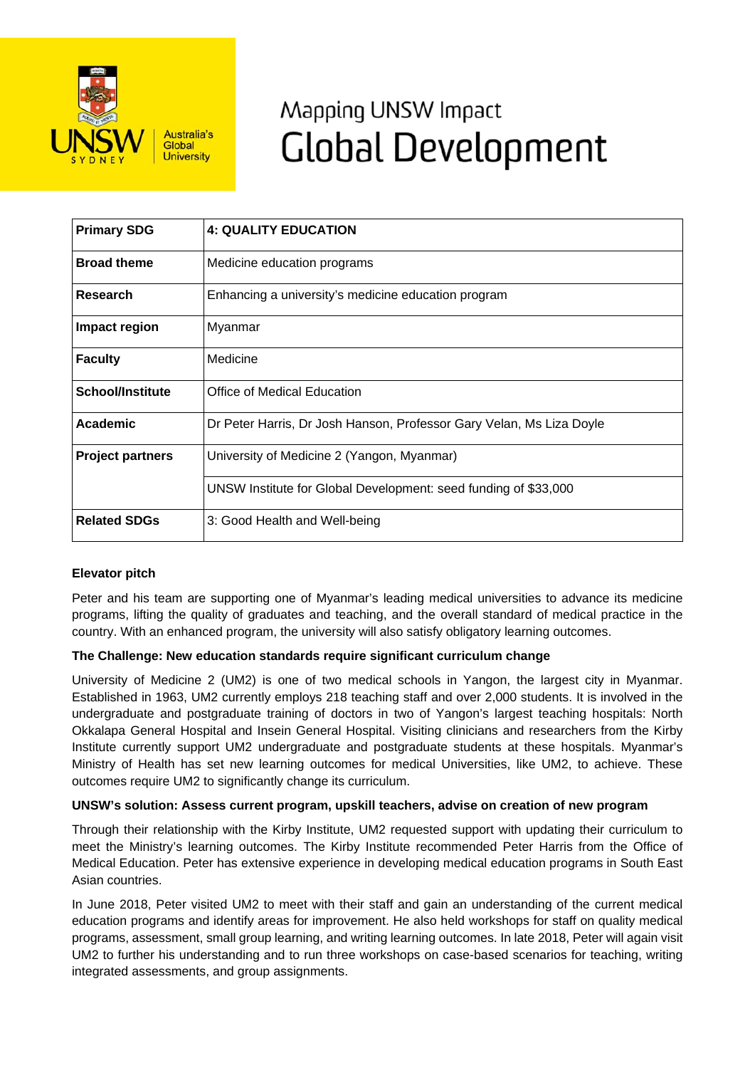# Mapping UNSW Impact
# Global Development

| | |
|---|---|
| **Primary SDG** | **4: QUALITY EDUCATION** |
| **Broad theme** | Medicine education programs |
| **Research** | Enhancing a university's medicine education program |
| **Impact region** | Myanmar |
| **Faculty** | Medicine |
| **School/Institute** | Office of Medical Education |
| **Academic** | Dr Peter Harris, Dr Josh Hanson, Professor Gary Velan, Ms Liza Doyle |
| **Project partners** | University of Medicine 2 (Yangon, Myanmar) |
| | UNSW Institute for Global Development: seed funding of $33,000 |
| **Related SDGs** | 3: Good Health and Well-being |

**Elevator pitch**

Peter and his team are supporting one of Myanmar's leading medical universities to advance its medicine programs, lifting the quality of graduates and teaching, and the overall standard of medical practice in the country. With an enhanced program, the university will also satisfy obligatory learning outcomes.

**The Challenge: New education standards require significant curriculum change**

University of Medicine 2 (UM2) is one of two medical schools in Yangon, the largest city in Myanmar. Established in 1963, UM2 currently employs 218 teaching staff and over 2,000 students. It is involved in the undergraduate and postgraduate training of doctors in two of Yangon's largest teaching hospitals: North Okkalapa General Hospital and Insein General Hospital. Visiting clinicians and researchers from the Kirby Institute currently support UM2 undergraduate and postgraduate students at these hospitals. Myanmar's Ministry of Health has set new learning outcomes for medical Universities, like UM2, to achieve. These outcomes require UM2 to significantly change its curriculum.

**UNSW's solution: Assess current program, upskill teachers, advise on creation of new program**

Through their relationship with the Kirby Institute, UM2 requested support with updating their curriculum to meet the Ministry's learning outcomes. The Kirby Institute recommended Peter Harris from the Office of Medical Education. Peter has extensive experience in developing medical education programs in South East Asian countries.

In June 2018, Peter visited UM2 to meet with their staff and gain an understanding of the current medical education programs and identify areas for improvement. He also held workshops for staff on quality medical programs, assessment, small group learning, and writing learning outcomes. In late 2018, Peter will again visit UM2 to further his understanding and to run three workshops on case-based scenarios for teaching, writing integrated assessments, and group assignments.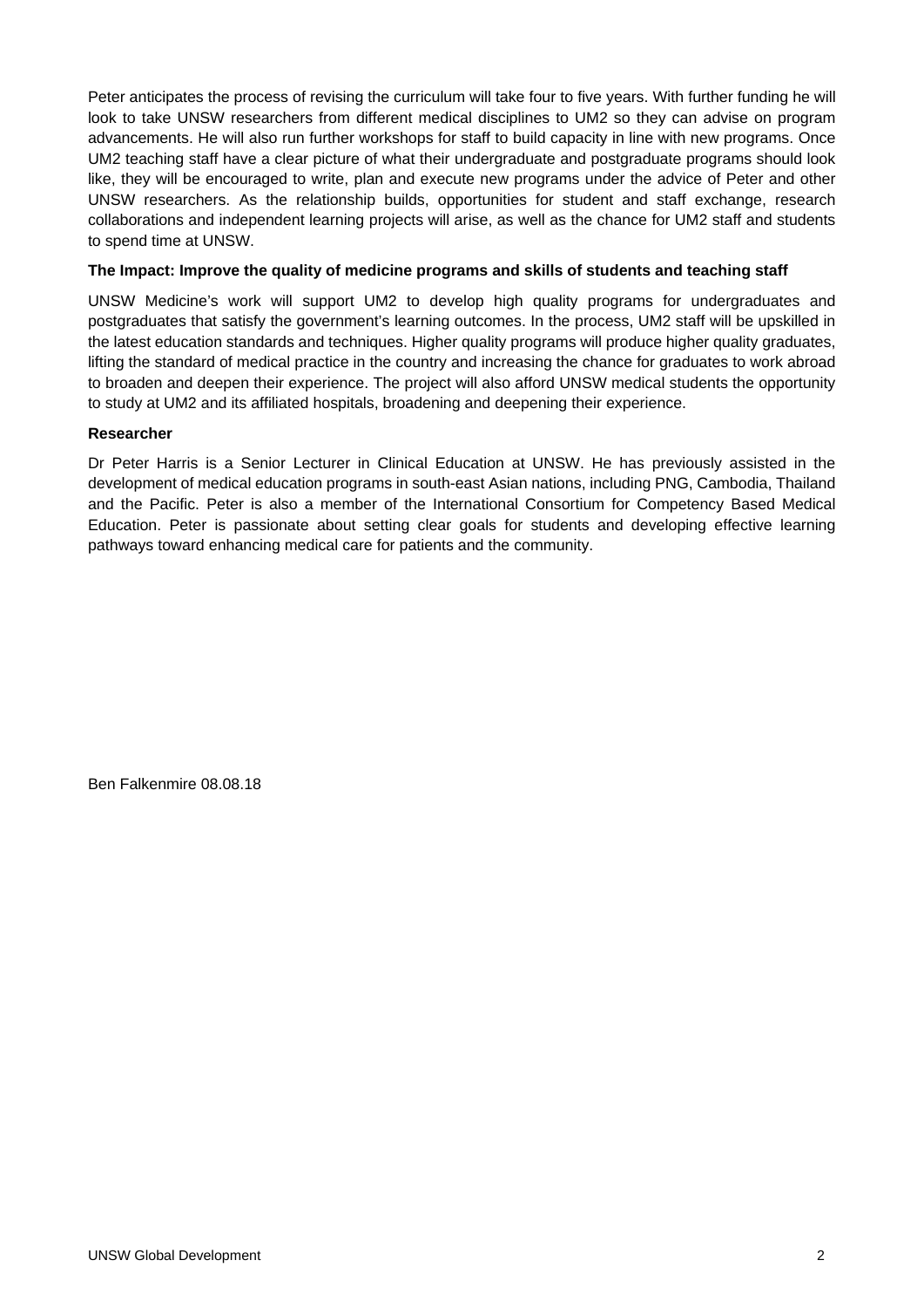Peter anticipates the process of revising the curriculum will take four to five years. With further funding he will look to take UNSW researchers from different medical disciplines to UM2 so they can advise on program advancements. He will also run further workshops for staff to build capacity in line with new programs. Once UM2 teaching staff have a clear picture of what their undergraduate and postgraduate programs should look like, they will be encouraged to write, plan and execute new programs under the advice of Peter and other UNSW researchers. As the relationship builds, opportunities for student and staff exchange, research collaborations and independent learning projects will arise, as well as the chance for UM2 staff and students to spend time at UNSW.

**The Impact: Improve the quality of medicine programs and skills of students and teaching staff**

UNSW Medicine's work will support UM2 to develop high quality programs for undergraduates and postgraduates that satisfy the government's learning outcomes. In the process, UM2 staff will be upskilled in the latest education standards and techniques. Higher quality programs will produce higher quality graduates, lifting the standard of medical practice in the country and increasing the chance for graduates to work abroad to broaden and deepen their experience. The project will also afford UNSW medical students the opportunity to study at UM2 and its affiliated hospitals, broadening and deepening their experience.

**Researcher**

Dr Peter Harris is a Senior Lecturer in Clinical Education at UNSW. He has previously assisted in the development of medical education programs in south-east Asian nations, including PNG, Cambodia, Thailand and the Pacific. Peter is also a member of the International Consortium for Competency Based Medical Education. Peter is passionate about setting clear goals for students and developing effective learning pathways toward enhancing medical care for patients and the community.

Ben Falkenmire 08.08.18